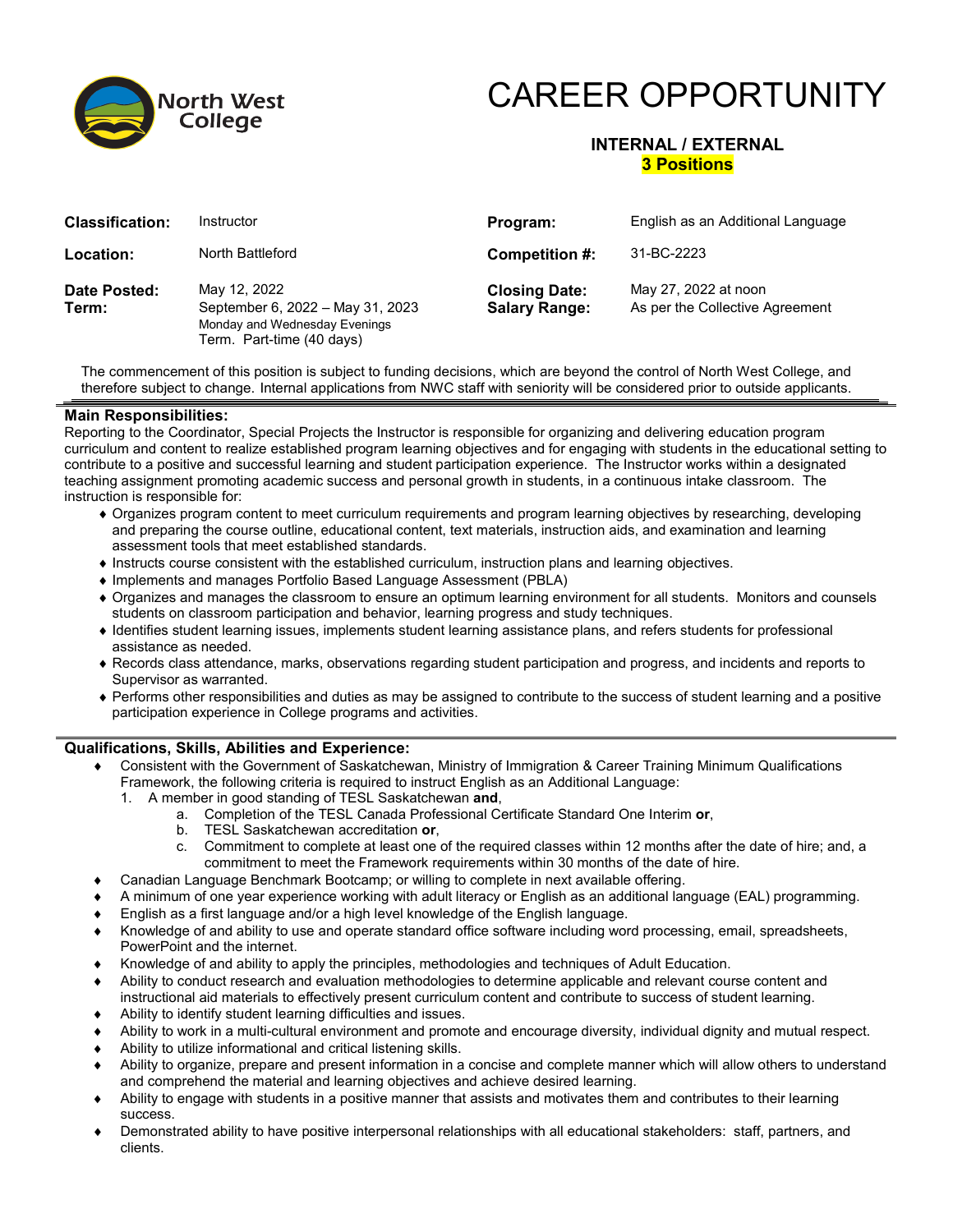North West College

# CAREER OPPORTUNITY

**INTERNAL / EXTERNAL**
**3 Positions**

| | | | |
|---|---|---|---|
| **Classification:** | Instructor | **Program:** | English as an Additional Language |
| **Location:** | North Battleford | **Competition #:** | 31-BC-2223 |
| **Date Posted:** | May 12, 2022 | **Closing Date:** | May 27, 2022 at noon |
| **Term:** | September 6, 2022 – May 31, 2023<br>Monday and Wednesday Evenings<br>Term. Part-time (40 days) | **Salary Range:** | As per the Collective Agreement |

The commencement of this position is subject to funding decisions, which are beyond the control of North West College, and therefore subject to change. Internal applications from NWC staff with seniority will be considered prior to outside applicants.

## Main Responsibilities:

Reporting to the Coordinator, Special Projects the Instructor is responsible for organizing and delivering education program curriculum and content to realize established program learning objectives and for engaging with students in the educational setting to contribute to a positive and successful learning and student participation experience. The Instructor works within a designated teaching assignment promoting academic success and personal growth in students, in a continuous intake classroom. The instruction is responsible for:

- Organizes program content to meet curriculum requirements and program learning objectives by researching, developing and preparing the course outline, educational content, text materials, instruction aids, and examination and learning assessment tools that meet established standards.
- Instructs course consistent with the established curriculum, instruction plans and learning objectives.
- Implements and manages Portfolio Based Language Assessment (PBLA)
- Organizes and manages the classroom to ensure an optimum learning environment for all students. Monitors and counsels students on classroom participation and behavior, learning progress and study techniques.
- Identifies student learning issues, implements student learning assistance plans, and refers students for professional assistance as needed.
- Records class attendance, marks, observations regarding student participation and progress, and incidents and reports to Supervisor as warranted.
- Performs other responsibilities and duties as may be assigned to contribute to the success of student learning and a positive participation experience in College programs and activities.

## Qualifications, Skills, Abilities and Experience:

- Consistent with the Government of Saskatchewan, Ministry of Immigration & Career Training Minimum Qualifications Framework, the following criteria is required to instruct English as an Additional Language:
  1. A member in good standing of TESL Saskatchewan **and**,
     a. Completion of the TESL Canada Professional Certificate Standard One Interim **or**,
     b. TESL Saskatchewan accreditation **or**,
     c. Commitment to complete at least one of the required classes within 12 months after the date of hire; and, a commitment to meet the Framework requirements within 30 months of the date of hire.
- Canadian Language Benchmark Bootcamp; or willing to complete in next available offering.
- A minimum of one year experience working with adult literacy or English as an additional language (EAL) programming.
- English as a first language and/or a high level knowledge of the English language.
- Knowledge of and ability to use and operate standard office software including word processing, email, spreadsheets, PowerPoint and the internet.
- Knowledge of and ability to apply the principles, methodologies and techniques of Adult Education.
- Ability to conduct research and evaluation methodologies to determine applicable and relevant course content and instructional aid materials to effectively present curriculum content and contribute to success of student learning.
- Ability to identify student learning difficulties and issues.
- Ability to work in a multi-cultural environment and promote and encourage diversity, individual dignity and mutual respect.
- Ability to utilize informational and critical listening skills.
- Ability to organize, prepare and present information in a concise and complete manner which will allow others to understand and comprehend the material and learning objectives and achieve desired learning.
- Ability to engage with students in a positive manner that assists and motivates them and contributes to their learning success.
- Demonstrated ability to have positive interpersonal relationships with all educational stakeholders: staff, partners, and clients.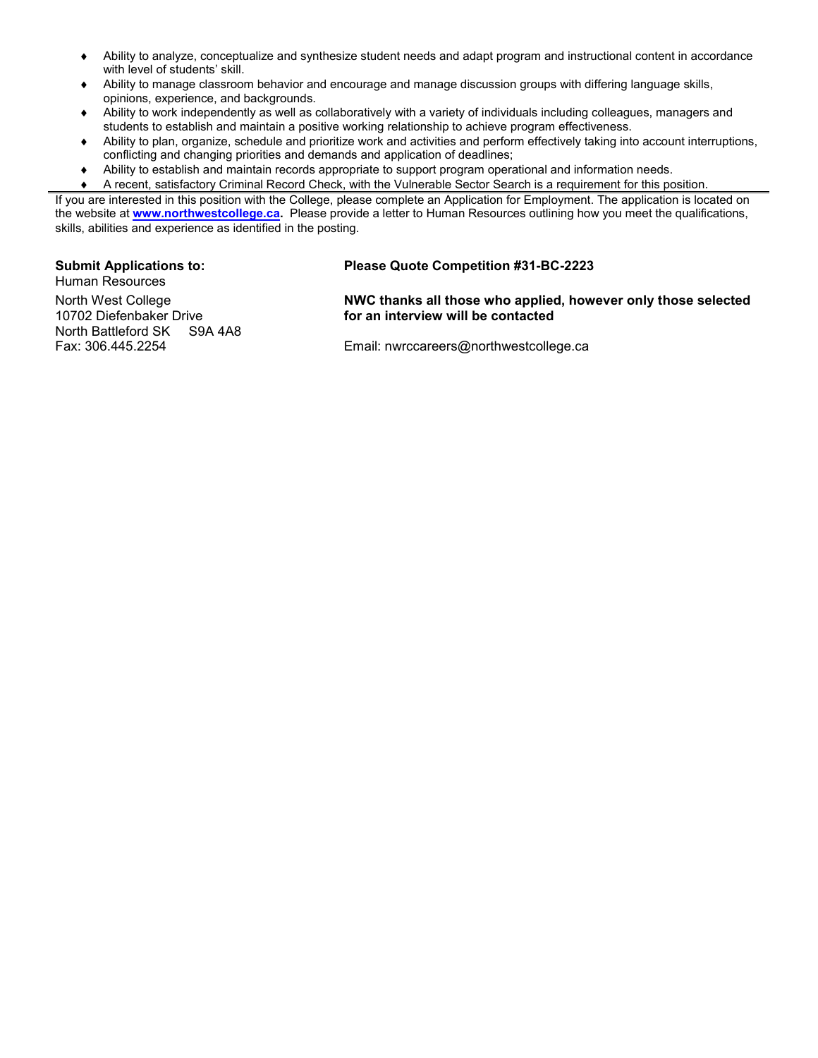- Ability to analyze, conceptualize and synthesize student needs and adapt program and instructional content in accordance with level of students' skill.
- Ability to manage classroom behavior and encourage and manage discussion groups with differing language skills, opinions, experience, and backgrounds.
- Ability to work independently as well as collaboratively with a variety of individuals including colleagues, managers and students to establish and maintain a positive working relationship to achieve program effectiveness.
- Ability to plan, organize, schedule and prioritize work and activities and perform effectively taking into account interruptions, conflicting and changing priorities and demands and application of deadlines;
- Ability to establish and maintain records appropriate to support program operational and information needs.
- A recent, satisfactory Criminal Record Check, with the Vulnerable Sector Search is a requirement for this position.

---

If you are interested in this position with the College, please complete an Application for Employment. The application is located on the website at **www.northwestcollege.ca.** Please provide a letter to Human Resources outlining how you meet the qualifications, skills, abilities and experience as identified in the posting.

**Submit Applications to:**
Human Resources

North West College
10702 Diefenbaker Drive
North Battleford SK S9A 4A8
Fax: 306.445.2254

**Please Quote Competition #31-BC-2223**

**NWC thanks all those who applied, however only those selected for an interview will be contacted**

Email: nwrccareers@northwestcollege.ca